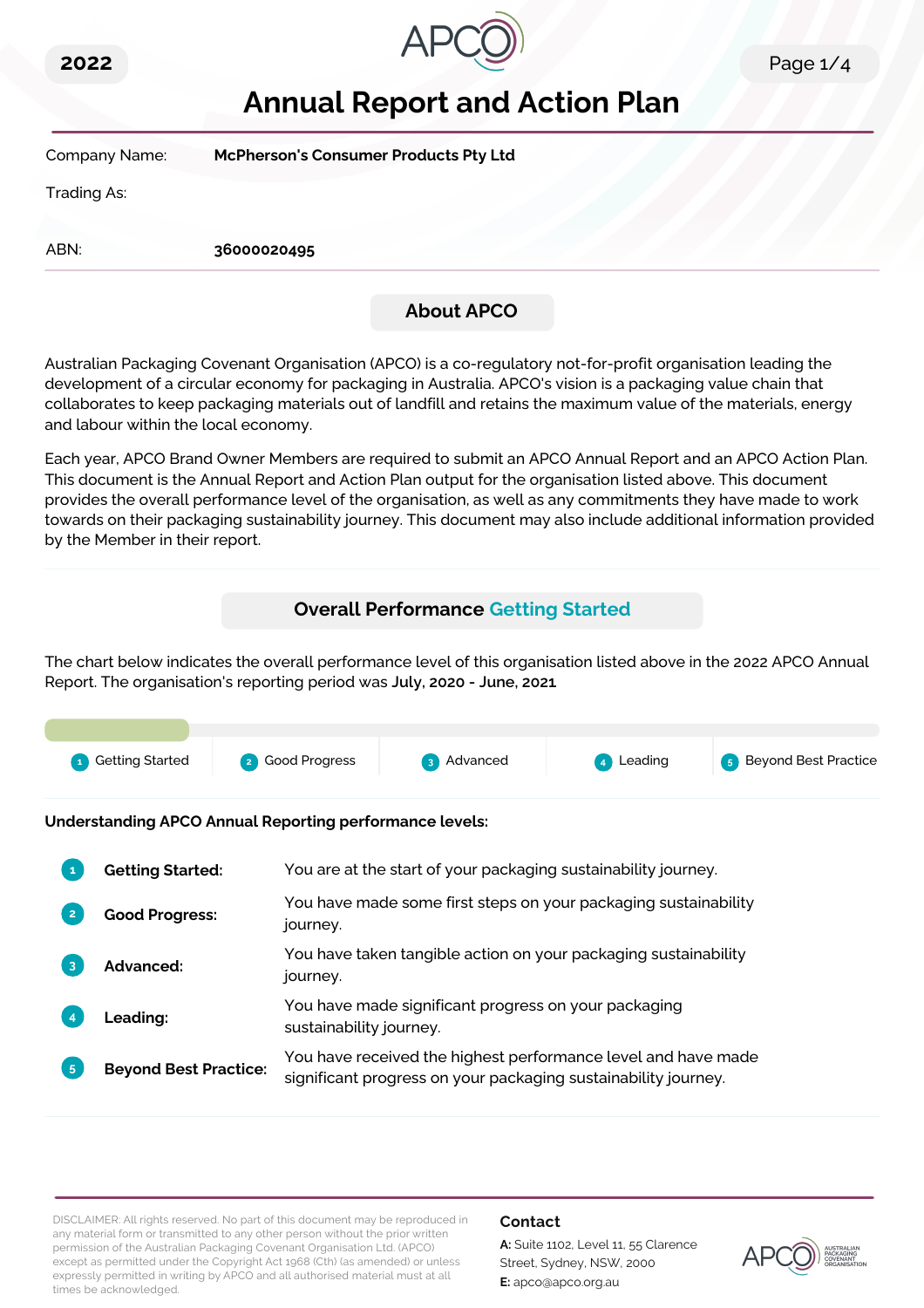2022

# Annual Report and Action Plan

| Company Name: | McPherson's Consumer Products Pty Ltd |
|---|---|
| Trading As: | |
| ABN: | 36000020495 |

## About APCO

Australian Packaging Covenant Organisation (APCO) is a co-regulatory not-for-profit organisation leading the development of a circular economy for packaging in Australia. APCO's vision is a packaging value chain that collaborates to keep packaging materials out of landfill and retains the maximum value of the materials, energy and labour within the local economy.

Each year, APCO Brand Owner Members are required to submit an APCO Annual Report and an APCO Action Plan. This document is the Annual Report and Action Plan output for the organisation listed above. This document provides the overall performance level of the organisation, as well as any commitments they have made to work towards on their packaging sustainability journey. This document may also include additional information provided by the Member in their report.

## Overall Performance Getting Started

The chart below indicates the overall performance level of this organisation listed above in the 2022 APCO Annual Report. The organisation's reporting period was **July, 2020 - June, 2021**

1 Getting Started | 2 Good Progress | 3 Advanced | 4 Leading | 5 Beyond Best Practice

**Understanding APCO Annual Reporting performance levels:**

1. **Getting Started:** You are at the start of your packaging sustainability journey.
2. **Good Progress:** You have made some first steps on your packaging sustainability journey.
3. **Advanced:** You have taken tangible action on your packaging sustainability journey.
4. **Leading:** You have made significant progress on your packaging sustainability journey.
5. **Beyond Best Practice:** You have received the highest performance level and have made significant progress on your packaging sustainability journey.

DISCLAIMER: All rights reserved. No part of this document may be reproduced in any material form or transmitted to any other person without the prior written permission of the Australian Packaging Covenant Organisation Ltd. (APCO) except as permitted under the Copyright Act 1968 (Cth) (as amended) or unless expressly permitted in writing by APCO and all authorised material must at all times be acknowledged.

**Contact**

**A:** Suite 1102, Level 11, 55 Clarence Street, Sydney, NSW, 2000

**E:** apco@apco.org.au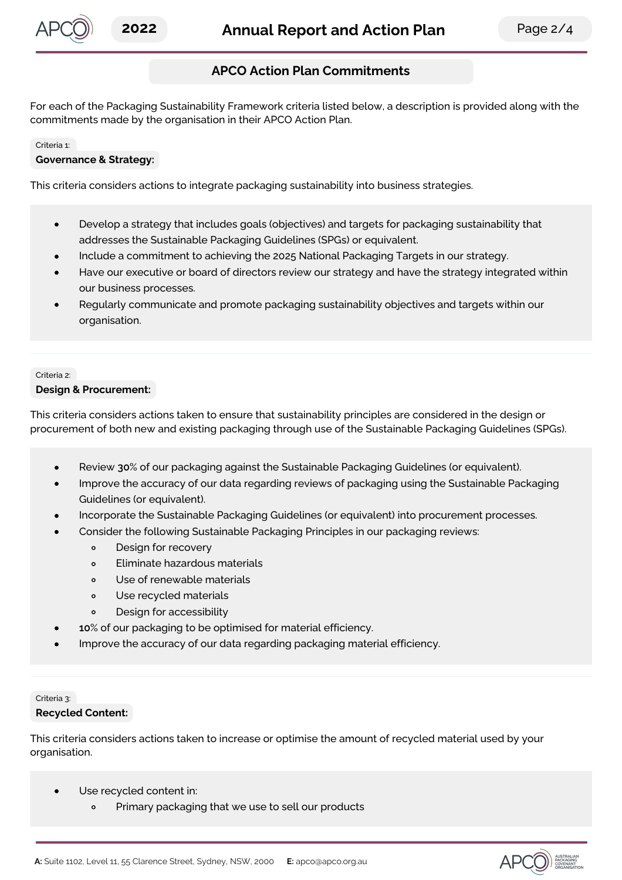## APCO Action Plan Commitments

For each of the Packaging Sustainability Framework criteria listed below, a description is provided along with the commitments made by the organisation in their APCO Action Plan.

Criteria 1:

### Governance & Strategy:

This criteria considers actions to integrate packaging sustainability into business strategies.

- Develop a strategy that includes goals (objectives) and targets for packaging sustainability that addresses the Sustainable Packaging Guidelines (SPGs) or equivalent.
- Include a commitment to achieving the 2025 National Packaging Targets in our strategy.
- Have our executive or board of directors review our strategy and have the strategy integrated within our business processes.
- Regularly communicate and promote packaging sustainability objectives and targets within our organisation.

Criteria 2:

### Design & Procurement:

This criteria considers actions taken to ensure that sustainability principles are considered in the design or procurement of both new and existing packaging through use of the Sustainable Packaging Guidelines (SPGs).

- Review **30**% of our packaging against the Sustainable Packaging Guidelines (or equivalent).
- Improve the accuracy of our data regarding reviews of packaging using the Sustainable Packaging Guidelines (or equivalent).
- Incorporate the Sustainable Packaging Guidelines (or equivalent) into procurement processes.
- Consider the following Sustainable Packaging Principles in our packaging reviews:
  - Design for recovery
  - Eliminate hazardous materials
  - Use of renewable materials
  - Use recycled materials
  - Design for accessibility
- **10**% of our packaging to be optimised for material efficiency.
- Improve the accuracy of our data regarding packaging material efficiency.

Criteria 3:

### Recycled Content:

This criteria considers actions taken to increase or optimise the amount of recycled material used by your organisation.

- Use recycled content in:
  - Primary packaging that we use to sell our products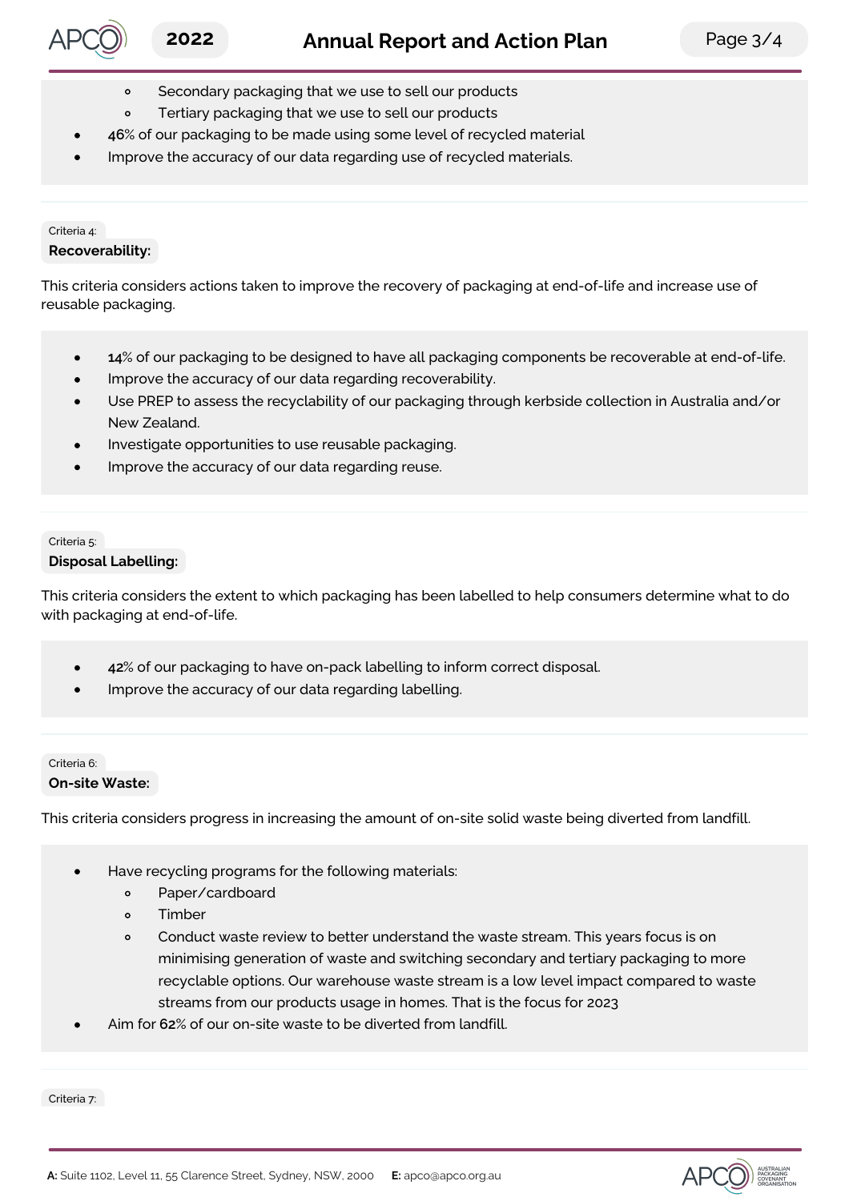- Secondary packaging that we use to sell our products
    - Tertiary packaging that we use to sell our products
- **46**% of our packaging to be made using some level of recycled material
- Improve the accuracy of our data regarding use of recycled materials.

Criteria 4:

**Recoverability:**

This criteria considers actions taken to improve the recovery of packaging at end-of-life and increase use of reusable packaging.

- **14**% of our packaging to be designed to have all packaging components be recoverable at end-of-life.
- Improve the accuracy of our data regarding recoverability.
- Use PREP to assess the recyclability of our packaging through kerbside collection in Australia and/or New Zealand.
- Investigate opportunities to use reusable packaging.
- Improve the accuracy of our data regarding reuse.

Criteria 5:

**Disposal Labelling:**

This criteria considers the extent to which packaging has been labelled to help consumers determine what to do with packaging at end-of-life.

- **42**% of our packaging to have on-pack labelling to inform correct disposal.
- Improve the accuracy of our data regarding labelling.

Criteria 6:

**On-site Waste:**

This criteria considers progress in increasing the amount of on-site solid waste being diverted from landfill.

- Have recycling programs for the following materials:
    - Paper/cardboard
    - Timber
    - Conduct waste review to better understand the waste stream. This years focus is on minimising generation of waste and switching secondary and tertiary packaging to more recyclable options. Our warehouse waste stream is a low level impact compared to waste streams from our products usage in homes. That is the focus for 2023
- Aim for **62**% of our on-site waste to be diverted from landfill.

Criteria 7: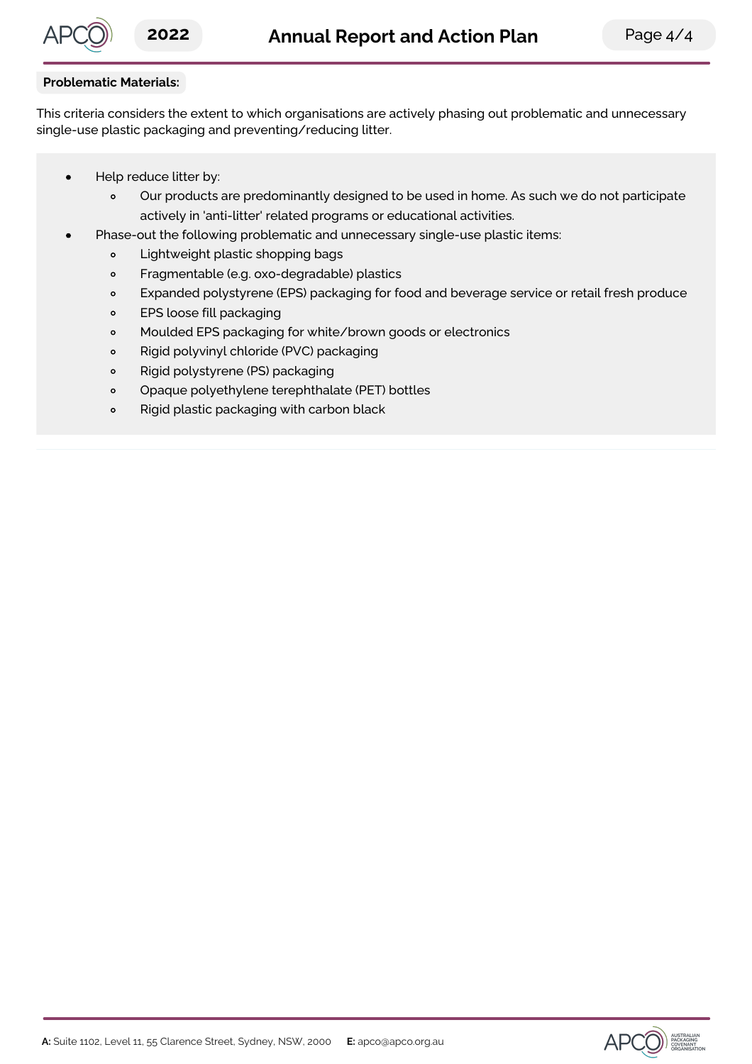**Problematic Materials:**

This criteria considers the extent to which organisations are actively phasing out problematic and unnecessary single-use plastic packaging and preventing/reducing litter.

- Help reduce litter by:
    - Our products are predominantly designed to be used in home. As such we do not participate actively in 'anti-litter' related programs or educational activities.
- Phase-out the following problematic and unnecessary single-use plastic items:
    - Lightweight plastic shopping bags
    - Fragmentable (e.g. oxo-degradable) plastics
    - Expanded polystyrene (EPS) packaging for food and beverage service or retail fresh produce
    - EPS loose fill packaging
    - Moulded EPS packaging for white/brown goods or electronics
    - Rigid polyvinyl chloride (PVC) packaging
    - Rigid polystyrene (PS) packaging
    - Opaque polyethylene terephthalate (PET) bottles
    - Rigid plastic packaging with carbon black